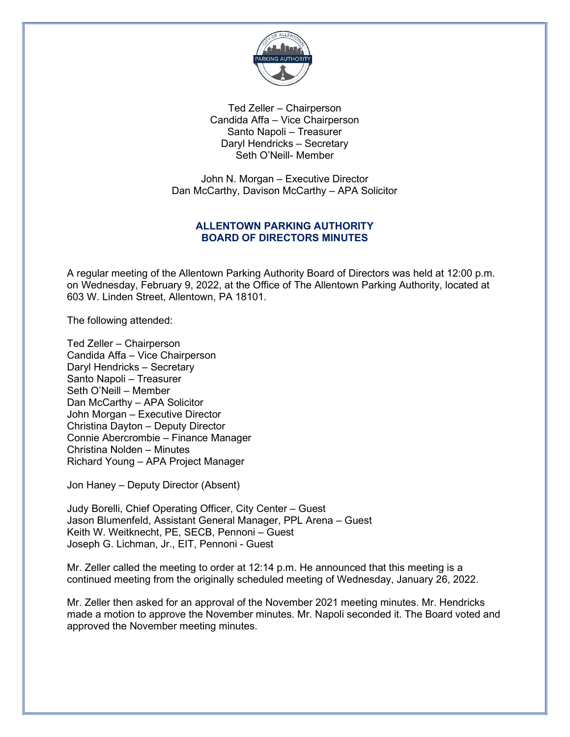Ted Zeller – Chairperson
Candida Affa – Vice Chairperson
Santo Napoli – Treasurer
Daryl Hendricks – Secretary
Seth O'Neill- Member

John N. Morgan – Executive Director
Dan McCarthy, Davison McCarthy – APA Solicitor

# ALLENTOWN PARKING AUTHORITY
# BOARD OF DIRECTORS MINUTES

A regular meeting of the Allentown Parking Authority Board of Directors was held at 12:00 p.m. on Wednesday, February 9, 2022, at the Office of The Allentown Parking Authority, located at 603 W. Linden Street, Allentown, PA 18101.

The following attended:

Ted Zeller – Chairperson
Candida Affa – Vice Chairperson
Daryl Hendricks – Secretary
Santo Napoli – Treasurer
Seth O'Neill – Member
Dan McCarthy – APA Solicitor
John Morgan – Executive Director
Christina Dayton – Deputy Director
Connie Abercrombie – Finance Manager
Christina Nolden – Minutes
Richard Young – APA Project Manager

Jon Haney – Deputy Director (Absent)

Judy Borelli, Chief Operating Officer, City Center – Guest
Jason Blumenfeld, Assistant General Manager, PPL Arena – Guest
Keith W. Weitknecht, PE, SECB, Pennoni – Guest
Joseph G. Lichman, Jr., EIT, Pennoni - Guest

Mr. Zeller called the meeting to order at 12:14 p.m. He announced that this meeting is a continued meeting from the originally scheduled meeting of Wednesday, January 26, 2022.

Mr. Zeller then asked for an approval of the November 2021 meeting minutes. Mr. Hendricks made a motion to approve the November minutes. Mr. Napoli seconded it. The Board voted and approved the November meeting minutes.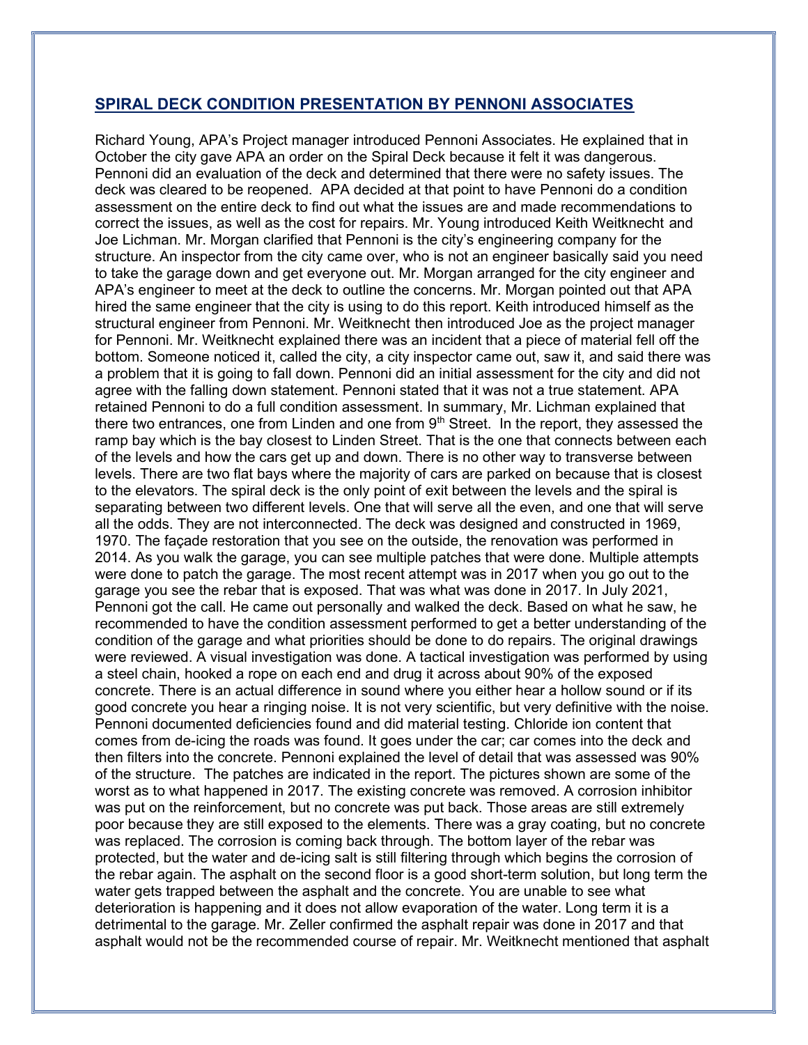## SPIRAL DECK CONDITION PRESENTATION BY PENNONI ASSOCIATES

Richard Young, APA's Project manager introduced Pennoni Associates. He explained that in October the city gave APA an order on the Spiral Deck because it felt it was dangerous. Pennoni did an evaluation of the deck and determined that there were no safety issues. The deck was cleared to be reopened. APA decided at that point to have Pennoni do a condition assessment on the entire deck to find out what the issues are and made recommendations to correct the issues, as well as the cost for repairs. Mr. Young introduced Keith Weitknecht and Joe Lichman. Mr. Morgan clarified that Pennoni is the city's engineering company for the structure. An inspector from the city came over, who is not an engineer basically said you need to take the garage down and get everyone out. Mr. Morgan arranged for the city engineer and APA's engineer to meet at the deck to outline the concerns. Mr. Morgan pointed out that APA hired the same engineer that the city is using to do this report. Keith introduced himself as the structural engineer from Pennoni. Mr. Weitknecht then introduced Joe as the project manager for Pennoni. Mr. Weitknecht explained there was an incident that a piece of material fell off the bottom. Someone noticed it, called the city, a city inspector came out, saw it, and said there was a problem that it is going to fall down. Pennoni did an initial assessment for the city and did not agree with the falling down statement. Pennoni stated that it was not a true statement. APA retained Pennoni to do a full condition assessment. In summary, Mr. Lichman explained that there two entrances, one from Linden and one from 9th Street. In the report, they assessed the ramp bay which is the bay closest to Linden Street. That is the one that connects between each of the levels and how the cars get up and down. There is no other way to transverse between levels. There are two flat bays where the majority of cars are parked on because that is closest to the elevators. The spiral deck is the only point of exit between the levels and the spiral is separating between two different levels. One that will serve all the even, and one that will serve all the odds. They are not interconnected. The deck was designed and constructed in 1969, 1970. The façade restoration that you see on the outside, the renovation was performed in 2014. As you walk the garage, you can see multiple patches that were done. Multiple attempts were done to patch the garage. The most recent attempt was in 2017 when you go out to the garage you see the rebar that is exposed. That was what was done in 2017. In July 2021, Pennoni got the call. He came out personally and walked the deck. Based on what he saw, he recommended to have the condition assessment performed to get a better understanding of the condition of the garage and what priorities should be done to do repairs. The original drawings were reviewed. A visual investigation was done. A tactical investigation was performed by using a steel chain, hooked a rope on each end and drug it across about 90% of the exposed concrete. There is an actual difference in sound where you either hear a hollow sound or if its good concrete you hear a ringing noise. It is not very scientific, but very definitive with the noise. Pennoni documented deficiencies found and did material testing. Chloride ion content that comes from de-icing the roads was found. It goes under the car; car comes into the deck and then filters into the concrete. Pennoni explained the level of detail that was assessed was 90% of the structure. The patches are indicated in the report. The pictures shown are some of the worst as to what happened in 2017. The existing concrete was removed. A corrosion inhibitor was put on the reinforcement, but no concrete was put back. Those areas are still extremely poor because they are still exposed to the elements. There was a gray coating, but no concrete was replaced. The corrosion is coming back through. The bottom layer of the rebar was protected, but the water and de-icing salt is still filtering through which begins the corrosion of the rebar again. The asphalt on the second floor is a good short-term solution, but long term the water gets trapped between the asphalt and the concrete. You are unable to see what deterioration is happening and it does not allow evaporation of the water. Long term it is a detrimental to the garage. Mr. Zeller confirmed the asphalt repair was done in 2017 and that asphalt would not be the recommended course of repair. Mr. Weitknecht mentioned that asphalt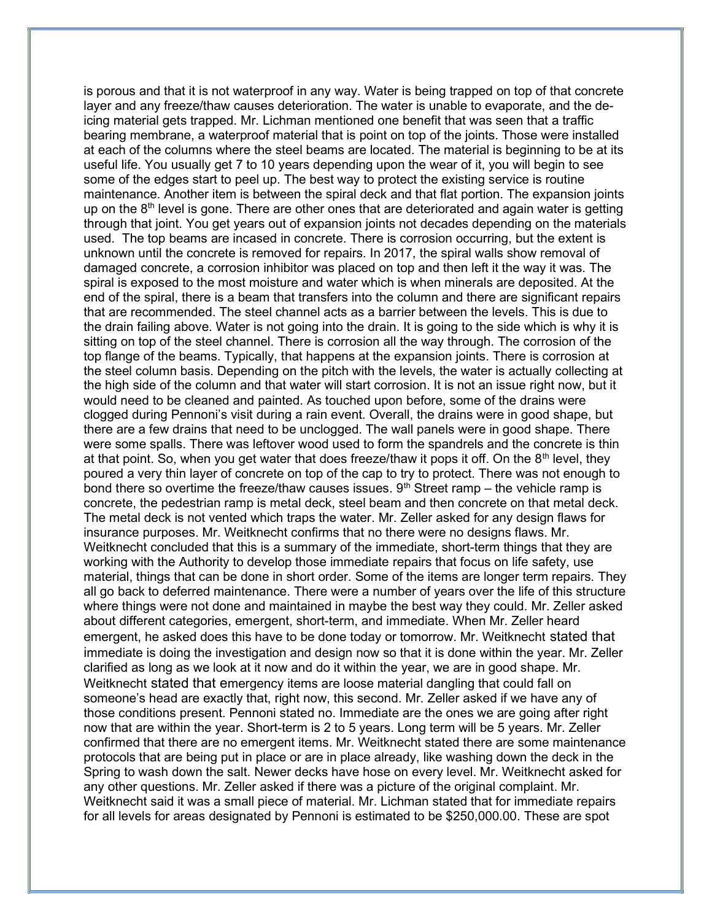is porous and that it is not waterproof in any way. Water is being trapped on top of that concrete layer and any freeze/thaw causes deterioration. The water is unable to evaporate, and the de-icing material gets trapped. Mr. Lichman mentioned one benefit that was seen that a traffic bearing membrane, a waterproof material that is point on top of the joints. Those were installed at each of the columns where the steel beams are located. The material is beginning to be at its useful life. You usually get 7 to 10 years depending upon the wear of it, you will begin to see some of the edges start to peel up. The best way to protect the existing service is routine maintenance. Another item is between the spiral deck and that flat portion. The expansion joints up on the 8th level is gone. There are other ones that are deteriorated and again water is getting through that joint. You get years out of expansion joints not decades depending on the materials used. The top beams are incased in concrete. There is corrosion occurring, but the extent is unknown until the concrete is removed for repairs. In 2017, the spiral walls show removal of damaged concrete, a corrosion inhibitor was placed on top and then left it the way it was. The spiral is exposed to the most moisture and water which is when minerals are deposited. At the end of the spiral, there is a beam that transfers into the column and there are significant repairs that are recommended. The steel channel acts as a barrier between the levels. This is due to the drain failing above. Water is not going into the drain. It is going to the side which is why it is sitting on top of the steel channel. There is corrosion all the way through. The corrosion of the top flange of the beams. Typically, that happens at the expansion joints. There is corrosion at the steel column basis. Depending on the pitch with the levels, the water is actually collecting at the high side of the column and that water will start corrosion. It is not an issue right now, but it would need to be cleaned and painted. As touched upon before, some of the drains were clogged during Pennoni's visit during a rain event. Overall, the drains were in good shape, but there are a few drains that need to be unclogged. The wall panels were in good shape. There were some spalls. There was leftover wood used to form the spandrels and the concrete is thin at that point. So, when you get water that does freeze/thaw it pops it off. On the 8th level, they poured a very thin layer of concrete on top of the cap to try to protect. There was not enough to bond there so overtime the freeze/thaw causes issues. 9th Street ramp – the vehicle ramp is concrete, the pedestrian ramp is metal deck, steel beam and then concrete on that metal deck. The metal deck is not vented which traps the water. Mr. Zeller asked for any design flaws for insurance purposes. Mr. Weitknecht confirms that no there were no designs flaws. Mr. Weitknecht concluded that this is a summary of the immediate, short-term things that they are working with the Authority to develop those immediate repairs that focus on life safety, use material, things that can be done in short order. Some of the items are longer term repairs. They all go back to deferred maintenance. There were a number of years over the life of this structure where things were not done and maintained in maybe the best way they could. Mr. Zeller asked about different categories, emergent, short-term, and immediate. When Mr. Zeller heard emergent, he asked does this have to be done today or tomorrow. Mr. Weitknecht stated that immediate is doing the investigation and design now so that it is done within the year. Mr. Zeller clarified as long as we look at it now and do it within the year, we are in good shape. Mr. Weitknecht stated that emergency items are loose material dangling that could fall on someone's head are exactly that, right now, this second. Mr. Zeller asked if we have any of those conditions present. Pennoni stated no. Immediate are the ones we are going after right now that are within the year. Short-term is 2 to 5 years. Long term will be 5 years. Mr. Zeller confirmed that there are no emergent items. Mr. Weitknecht stated there are some maintenance protocols that are being put in place or are in place already, like washing down the deck in the Spring to wash down the salt. Newer decks have hose on every level. Mr. Weitknecht asked for any other questions. Mr. Zeller asked if there was a picture of the original complaint. Mr. Weitknecht said it was a small piece of material. Mr. Lichman stated that for immediate repairs for all levels for areas designated by Pennoni is estimated to be $250,000.00. These are spot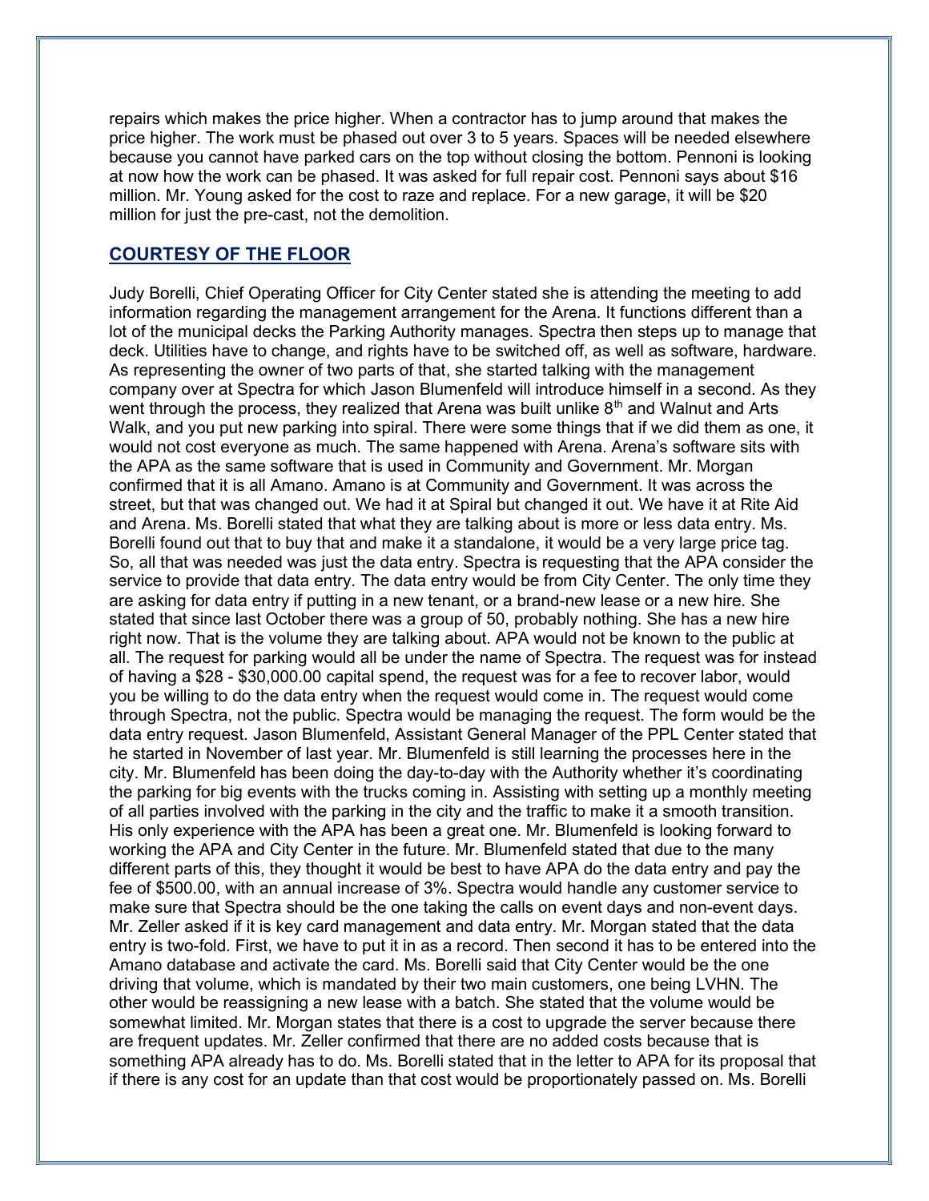repairs which makes the price higher. When a contractor has to jump around that makes the price higher. The work must be phased out over 3 to 5 years. Spaces will be needed elsewhere because you cannot have parked cars on the top without closing the bottom. Pennoni is looking at now how the work can be phased. It was asked for full repair cost. Pennoni says about $16 million. Mr. Young asked for the cost to raze and replace. For a new garage, it will be $20 million for just the pre-cast, not the demolition.

## COURTESY OF THE FLOOR

Judy Borelli, Chief Operating Officer for City Center stated she is attending the meeting to add information regarding the management arrangement for the Arena. It functions different than a lot of the municipal decks the Parking Authority manages. Spectra then steps up to manage that deck. Utilities have to change, and rights have to be switched off, as well as software, hardware. As representing the owner of two parts of that, she started talking with the management company over at Spectra for which Jason Blumenfeld will introduce himself in a second. As they went through the process, they realized that Arena was built unlike 8th and Walnut and Arts Walk, and you put new parking into spiral. There were some things that if we did them as one, it would not cost everyone as much. The same happened with Arena. Arena's software sits with the APA as the same software that is used in Community and Government. Mr. Morgan confirmed that it is all Amano. Amano is at Community and Government. It was across the street, but that was changed out. We had it at Spiral but changed it out. We have it at Rite Aid and Arena. Ms. Borelli stated that what they are talking about is more or less data entry. Ms. Borelli found out that to buy that and make it a standalone, it would be a very large price tag. So, all that was needed was just the data entry. Spectra is requesting that the APA consider the service to provide that data entry. The data entry would be from City Center. The only time they are asking for data entry if putting in a new tenant, or a brand-new lease or a new hire. She stated that since last October there was a group of 50, probably nothing. She has a new hire right now. That is the volume they are talking about. APA would not be known to the public at all. The request for parking would all be under the name of Spectra. The request was for instead of having a $28 - $30,000.00 capital spend, the request was for a fee to recover labor, would you be willing to do the data entry when the request would come in. The request would come through Spectra, not the public. Spectra would be managing the request. The form would be the data entry request. Jason Blumenfeld, Assistant General Manager of the PPL Center stated that he started in November of last year. Mr. Blumenfeld is still learning the processes here in the city. Mr. Blumenfeld has been doing the day-to-day with the Authority whether it's coordinating the parking for big events with the trucks coming in. Assisting with setting up a monthly meeting of all parties involved with the parking in the city and the traffic to make it a smooth transition. His only experience with the APA has been a great one. Mr. Blumenfeld is looking forward to working the APA and City Center in the future. Mr. Blumenfeld stated that due to the many different parts of this, they thought it would be best to have APA do the data entry and pay the fee of $500.00, with an annual increase of 3%. Spectra would handle any customer service to make sure that Spectra should be the one taking the calls on event days and non-event days. Mr. Zeller asked if it is key card management and data entry. Mr. Morgan stated that the data entry is two-fold. First, we have to put it in as a record. Then second it has to be entered into the Amano database and activate the card. Ms. Borelli said that City Center would be the one driving that volume, which is mandated by their two main customers, one being LVHN. The other would be reassigning a new lease with a batch. She stated that the volume would be somewhat limited. Mr. Morgan states that there is a cost to upgrade the server because there are frequent updates. Mr. Zeller confirmed that there are no added costs because that is something APA already has to do. Ms. Borelli stated that in the letter to APA for its proposal that if there is any cost for an update than that cost would be proportionately passed on. Ms. Borelli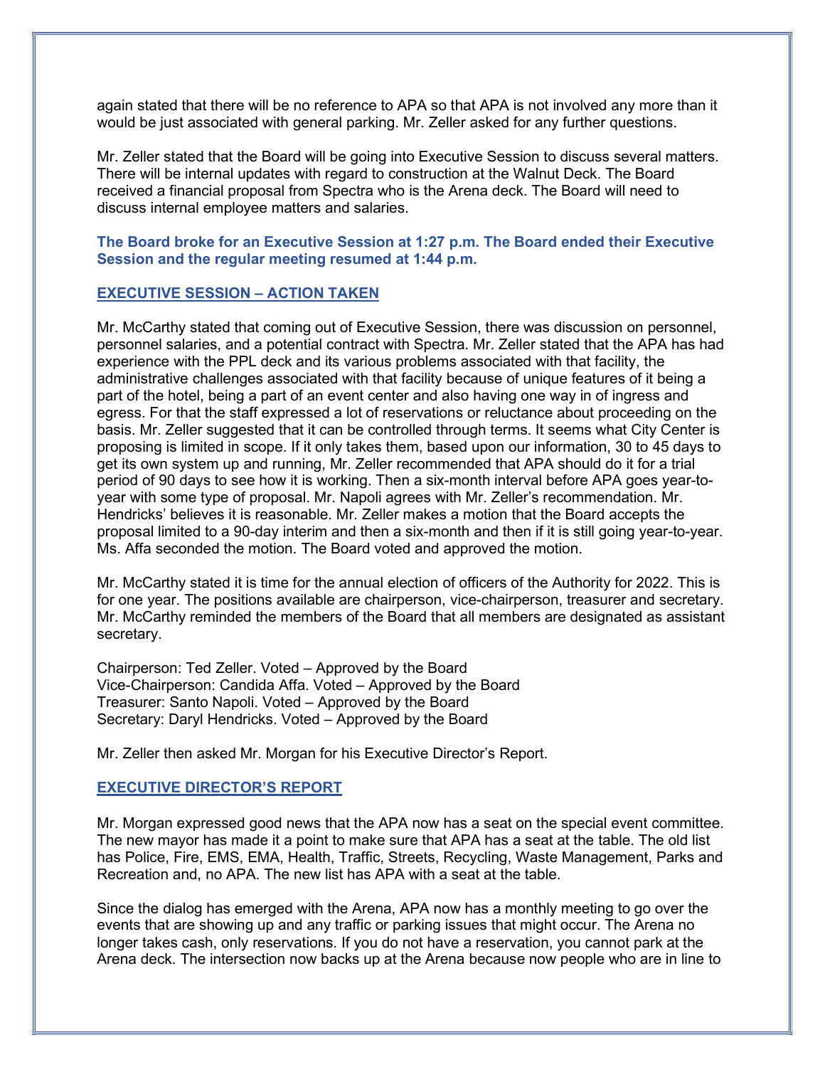again stated that there will be no reference to APA so that APA is not involved any more than it would be just associated with general parking. Mr. Zeller asked for any further questions.

Mr. Zeller stated that the Board will be going into Executive Session to discuss several matters. There will be internal updates with regard to construction at the Walnut Deck. The Board received a financial proposal from Spectra who is the Arena deck. The Board will need to discuss internal employee matters and salaries.

**The Board broke for an Executive Session at 1:27 p.m. The Board ended their Executive Session and the regular meeting resumed at 1:44 p.m.**

## EXECUTIVE SESSION – ACTION TAKEN

Mr. McCarthy stated that coming out of Executive Session, there was discussion on personnel, personnel salaries, and a potential contract with Spectra. Mr. Zeller stated that the APA has had experience with the PPL deck and its various problems associated with that facility, the administrative challenges associated with that facility because of unique features of it being a part of the hotel, being a part of an event center and also having one way in of ingress and egress. For that the staff expressed a lot of reservations or reluctance about proceeding on the basis. Mr. Zeller suggested that it can be controlled through terms. It seems what City Center is proposing is limited in scope. If it only takes them, based upon our information, 30 to 45 days to get its own system up and running, Mr. Zeller recommended that APA should do it for a trial period of 90 days to see how it is working. Then a six-month interval before APA goes year-to-year with some type of proposal. Mr. Napoli agrees with Mr. Zeller's recommendation. Mr. Hendricks' believes it is reasonable. Mr. Zeller makes a motion that the Board accepts the proposal limited to a 90-day interim and then a six-month and then if it is still going year-to-year. Ms. Affa seconded the motion. The Board voted and approved the motion.

Mr. McCarthy stated it is time for the annual election of officers of the Authority for 2022. This is for one year. The positions available are chairperson, vice-chairperson, treasurer and secretary. Mr. McCarthy reminded the members of the Board that all members are designated as assistant secretary.

Chairperson: Ted Zeller. Voted – Approved by the Board
Vice-Chairperson: Candida Affa. Voted – Approved by the Board
Treasurer: Santo Napoli. Voted – Approved by the Board
Secretary: Daryl Hendricks. Voted – Approved by the Board

Mr. Zeller then asked Mr. Morgan for his Executive Director's Report.

## EXECUTIVE DIRECTOR'S REPORT

Mr. Morgan expressed good news that the APA now has a seat on the special event committee. The new mayor has made it a point to make sure that APA has a seat at the table. The old list has Police, Fire, EMS, EMA, Health, Traffic, Streets, Recycling, Waste Management, Parks and Recreation and, no APA. The new list has APA with a seat at the table.

Since the dialog has emerged with the Arena, APA now has a monthly meeting to go over the events that are showing up and any traffic or parking issues that might occur. The Arena no longer takes cash, only reservations. If you do not have a reservation, you cannot park at the Arena deck. The intersection now backs up at the Arena because now people who are in line to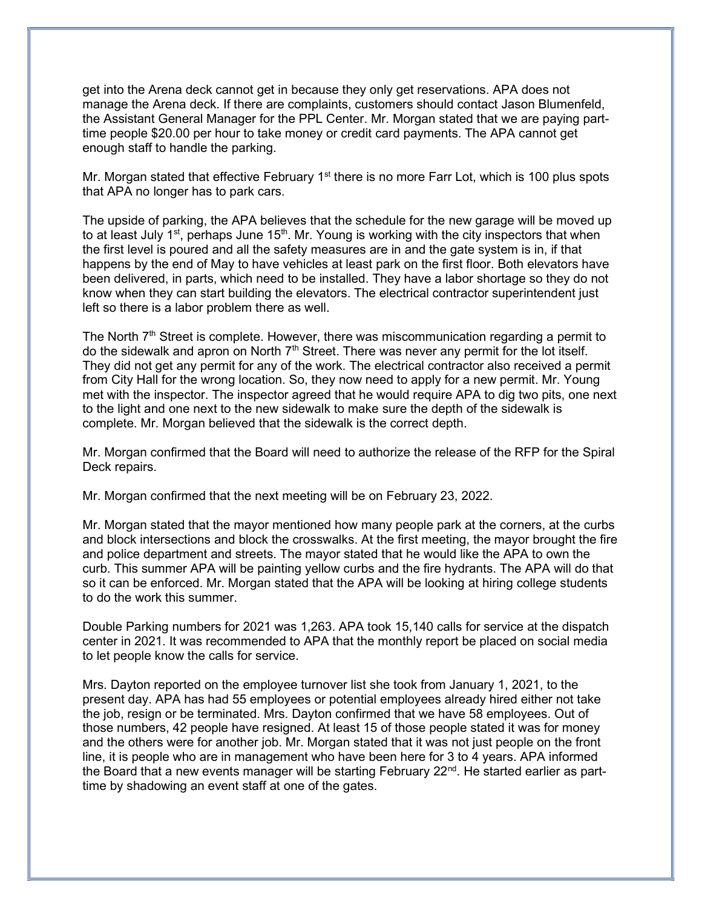get into the Arena deck cannot get in because they only get reservations. APA does not manage the Arena deck. If there are complaints, customers should contact Jason Blumenfeld, the Assistant General Manager for the PPL Center. Mr. Morgan stated that we are paying part-time people $20.00 per hour to take money or credit card payments. The APA cannot get enough staff to handle the parking.

Mr. Morgan stated that effective February 1st there is no more Farr Lot, which is 100 plus spots that APA no longer has to park cars.

The upside of parking, the APA believes that the schedule for the new garage will be moved up to at least July 1st, perhaps June 15th. Mr. Young is working with the city inspectors that when the first level is poured and all the safety measures are in and the gate system is in, if that happens by the end of May to have vehicles at least park on the first floor. Both elevators have been delivered, in parts, which need to be installed. They have a labor shortage so they do not know when they can start building the elevators. The electrical contractor superintendent just left so there is a labor problem there as well.

The North 7th Street is complete. However, there was miscommunication regarding a permit to do the sidewalk and apron on North 7th Street. There was never any permit for the lot itself. They did not get any permit for any of the work. The electrical contractor also received a permit from City Hall for the wrong location. So, they now need to apply for a new permit. Mr. Young met with the inspector. The inspector agreed that he would require APA to dig two pits, one next to the light and one next to the new sidewalk to make sure the depth of the sidewalk is complete. Mr. Morgan believed that the sidewalk is the correct depth.

Mr. Morgan confirmed that the Board will need to authorize the release of the RFP for the Spiral Deck repairs.

Mr. Morgan confirmed that the next meeting will be on February 23, 2022.

Mr. Morgan stated that the mayor mentioned how many people park at the corners, at the curbs and block intersections and block the crosswalks. At the first meeting, the mayor brought the fire and police department and streets. The mayor stated that he would like the APA to own the curb. This summer APA will be painting yellow curbs and the fire hydrants. The APA will do that so it can be enforced. Mr. Morgan stated that the APA will be looking at hiring college students to do the work this summer.

Double Parking numbers for 2021 was 1,263. APA took 15,140 calls for service at the dispatch center in 2021. It was recommended to APA that the monthly report be placed on social media to let people know the calls for service.

Mrs. Dayton reported on the employee turnover list she took from January 1, 2021, to the present day. APA has had 55 employees or potential employees already hired either not take the job, resign or be terminated. Mrs. Dayton confirmed that we have 58 employees. Out of those numbers, 42 people have resigned. At least 15 of those people stated it was for money and the others were for another job. Mr. Morgan stated that it was not just people on the front line, it is people who are in management who have been here for 3 to 4 years. APA informed the Board that a new events manager will be starting February 22nd. He started earlier as part-time by shadowing an event staff at one of the gates.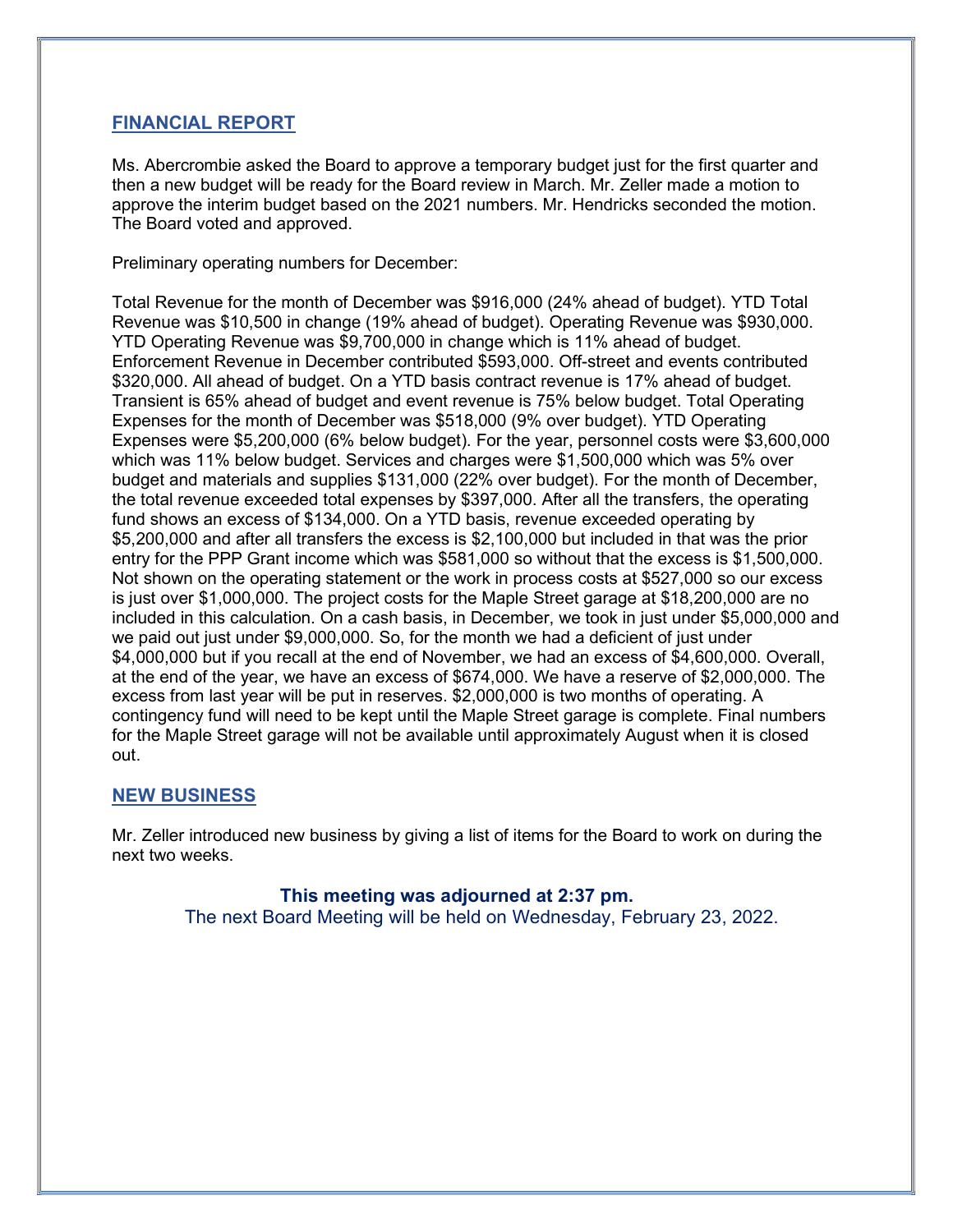## FINANCIAL REPORT

Ms. Abercrombie asked the Board to approve a temporary budget just for the first quarter and then a new budget will be ready for the Board review in March. Mr. Zeller made a motion to approve the interim budget based on the 2021 numbers. Mr. Hendricks seconded the motion. The Board voted and approved.

Preliminary operating numbers for December:

Total Revenue for the month of December was $916,000 (24% ahead of budget). YTD Total Revenue was $10,500 in change (19% ahead of budget). Operating Revenue was $930,000. YTD Operating Revenue was $9,700,000 in change which is 11% ahead of budget. Enforcement Revenue in December contributed $593,000. Off-street and events contributed $320,000. All ahead of budget. On a YTD basis contract revenue is 17% ahead of budget. Transient is 65% ahead of budget and event revenue is 75% below budget. Total Operating Expenses for the month of December was $518,000 (9% over budget). YTD Operating Expenses were $5,200,000 (6% below budget). For the year, personnel costs were $3,600,000 which was 11% below budget. Services and charges were $1,500,000 which was 5% over budget and materials and supplies $131,000 (22% over budget). For the month of December, the total revenue exceeded total expenses by $397,000. After all the transfers, the operating fund shows an excess of $134,000. On a YTD basis, revenue exceeded operating by $5,200,000 and after all transfers the excess is $2,100,000 but included in that was the prior entry for the PPP Grant income which was $581,000 so without that the excess is $1,500,000. Not shown on the operating statement or the work in process costs at $527,000 so our excess is just over $1,000,000. The project costs for the Maple Street garage at $18,200,000 are no included in this calculation. On a cash basis, in December, we took in just under $5,000,000 and we paid out just under $9,000,000. So, for the month we had a deficient of just under $4,000,000 but if you recall at the end of November, we had an excess of $4,600,000. Overall, at the end of the year, we have an excess of $674,000. We have a reserve of $2,000,000. The excess from last year will be put in reserves. $2,000,000 is two months of operating. A contingency fund will need to be kept until the Maple Street garage is complete. Final numbers for the Maple Street garage will not be available until approximately August when it is closed out.

## NEW BUSINESS

Mr. Zeller introduced new business by giving a list of items for the Board to work on during the next two weeks.

**This meeting was adjourned at 2:37 pm.**

The next Board Meeting will be held on Wednesday, February 23, 2022.